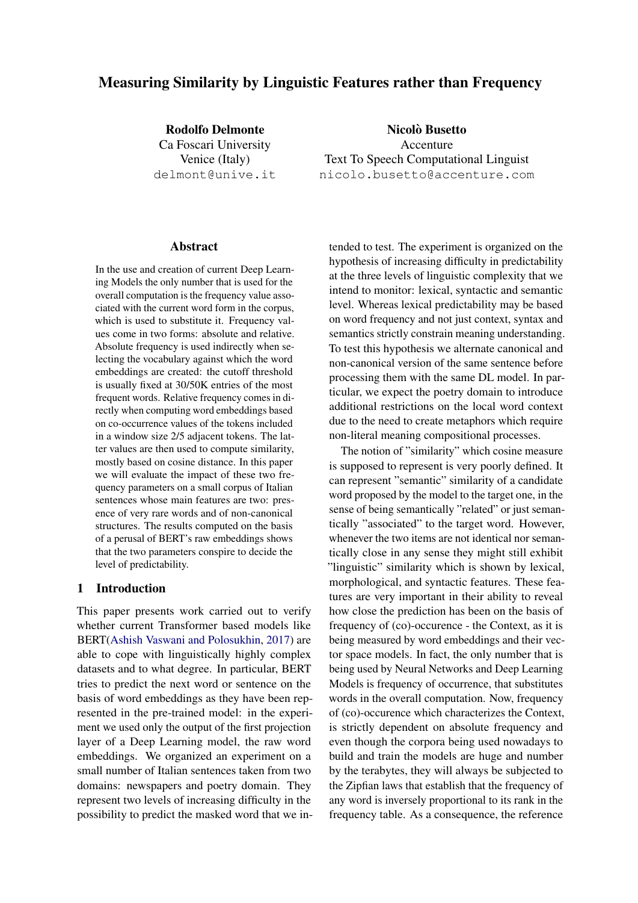# Measuring Similarity by Linguistic Features rather than Frequency

**Rodolfo Delmonte**
Ca Foscari University
Venice (Italy)
delmont@unive.it

**Nicolò Busetto**
Accenture
Text To Speech Computational Linguist
nicolo.busetto@accenture.com

## Abstract

In the use and creation of current Deep Learning Models the only number that is used for the overall computation is the frequency value associated with the current word form in the corpus, which is used to substitute it. Frequency values come in two forms: absolute and relative. Absolute frequency is used indirectly when selecting the vocabulary against which the word embeddings are created: the cutoff threshold is usually fixed at 30/50K entries of the most frequent words. Relative frequency comes in directly when computing word embeddings based on co-occurrence values of the tokens included in a window size 2/5 adjacent tokens. The latter values are then used to compute similarity, mostly based on cosine distance. In this paper we will evaluate the impact of these two frequency parameters on a small corpus of Italian sentences whose main features are two: presence of very rare words and of non-canonical structures. The results computed on the basis of a perusal of BERT's raw embeddings shows that the two parameters conspire to decide the level of predictability.

## 1 Introduction

This paper presents work carried out to verify whether current Transformer based models like BERT(Ashish Vaswani and Polosukhin, 2017) are able to cope with linguistically highly complex datasets and to what degree. In particular, BERT tries to predict the next word or sentence on the basis of word embeddings as they have been represented in the pre-trained model: in the experiment we used only the output of the first projection layer of a Deep Learning model, the raw word embeddings. We organized an experiment on a small number of Italian sentences taken from two domains: newspapers and poetry domain. They represent two levels of increasing difficulty in the possibility to predict the masked word that we intended to test. The experiment is organized on the hypothesis of increasing difficulty in predictability at the three levels of linguistic complexity that we intend to monitor: lexical, syntactic and semantic level. Whereas lexical predictability may be based on word frequency and not just context, syntax and semantics strictly constrain meaning understanding. To test this hypothesis we alternate canonical and non-canonical version of the same sentence before processing them with the same DL model. In particular, we expect the poetry domain to introduce additional restrictions on the local word context due to the need to create metaphors which require non-literal meaning compositional processes.

The notion of "similarity" which cosine measure is supposed to represent is very poorly defined. It can represent "semantic" similarity of a candidate word proposed by the model to the target one, in the sense of being semantically "related" or just semantically "associated" to the target word. However, whenever the two items are not identical nor semantically close in any sense they might still exhibit "linguistic" similarity which is shown by lexical, morphological, and syntactic features. These features are very important in their ability to reveal how close the prediction has been on the basis of frequency of (co)-occurence - the Context, as it is being measured by word embeddings and their vector space models. In fact, the only number that is being used by Neural Networks and Deep Learning Models is frequency of occurrence, that substitutes words in the overall computation. Now, frequency of (co)-occurence which characterizes the Context, is strictly dependent on absolute frequency and even though the corpora being used nowadays to build and train the models are huge and number by the terabytes, they will always be subjected to the Zipfian laws that establish that the frequency of any word is inversely proportional to its rank in the frequency table. As a consequence, the reference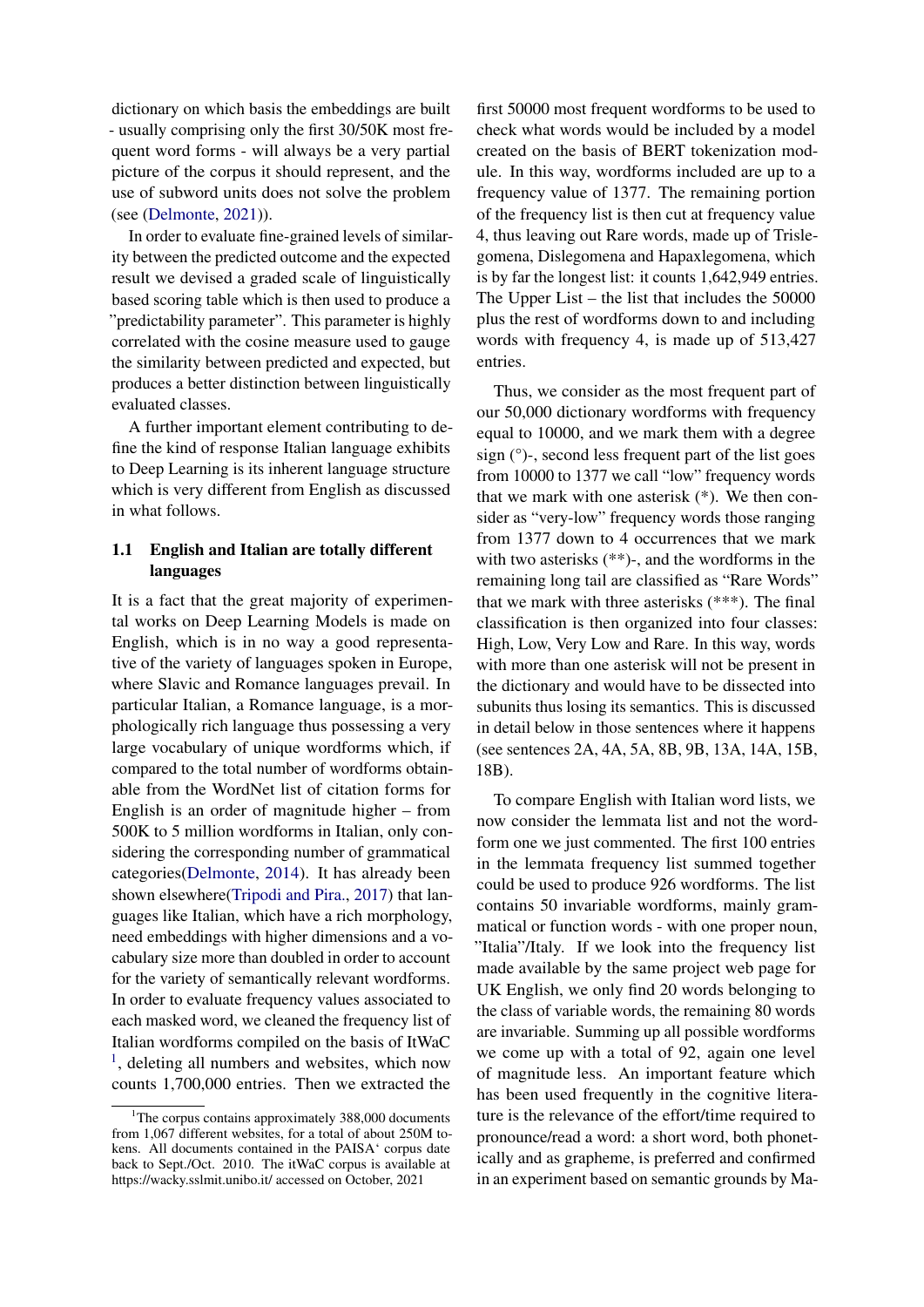dictionary on which basis the embeddings are built - usually comprising only the first 30/50K most frequent word forms - will always be a very partial picture of the corpus it should represent, and the use of subword units does not solve the problem (see (Delmonte, 2021)).

In order to evaluate fine-grained levels of similarity between the predicted outcome and the expected result we devised a graded scale of linguistically based scoring table which is then used to produce a "predictability parameter". This parameter is highly correlated with the cosine measure used to gauge the similarity between predicted and expected, but produces a better distinction between linguistically evaluated classes.

A further important element contributing to define the kind of response Italian language exhibits to Deep Learning is its inherent language structure which is very different from English as discussed in what follows.

### 1.1 English and Italian are totally different languages

It is a fact that the great majority of experimental works on Deep Learning Models is made on English, which is in no way a good representative of the variety of languages spoken in Europe, where Slavic and Romance languages prevail. In particular Italian, a Romance language, is a morphologically rich language thus possessing a very large vocabulary of unique wordforms which, if compared to the total number of wordforms obtainable from the WordNet list of citation forms for English is an order of magnitude higher – from 500K to 5 million wordforms in Italian, only considering the corresponding number of grammatical categories(Delmonte, 2014). It has already been shown elsewhere(Tripodi and Pira., 2017) that languages like Italian, which have a rich morphology, need embeddings with higher dimensions and a vocabulary size more than doubled in order to account for the variety of semantically relevant wordforms. In order to evaluate frequency values associated to each masked word, we cleaned the frequency list of Italian wordforms compiled on the basis of ItWaC [1], deleting all numbers and websites, which now counts 1,700,000 entries. Then we extracted the first 50000 most frequent wordforms to be used to check what words would be included by a model created on the basis of BERT tokenization module. In this way, wordforms included are up to a frequency value of 1377. The remaining portion of the frequency list is then cut at frequency value 4, thus leaving out Rare words, made up of Trislegomena, Dislegomena and Hapaxlegomena, which is by far the longest list: it counts 1,642,949 entries. The Upper List – the list that includes the 50000 plus the rest of wordforms down to and including words with frequency 4, is made up of 513,427 entries.

Thus, we consider as the most frequent part of our 50,000 dictionary wordforms with frequency equal to 10000, and we mark them with a degree sign (°)-, second less frequent part of the list goes from 10000 to 1377 we call "low" frequency words that we mark with one asterisk (*). We then consider as "very-low" frequency words those ranging from 1377 down to 4 occurrences that we mark with two asterisks (**)-, and the wordforms in the remaining long tail are classified as "Rare Words" that we mark with three asterisks (***). The final classification is then organized into four classes: High, Low, Very Low and Rare. In this way, words with more than one asterisk will not be present in the dictionary and would have to be dissected into subunits thus losing its semantics. This is discussed in detail below in those sentences where it happens (see sentences 2A, 4A, 5A, 8B, 9B, 13A, 14A, 15B, 18B).

To compare English with Italian word lists, we now consider the lemmata list and not the wordform one we just commented. The first 100 entries in the lemmata frequency list summed together could be used to produce 926 wordforms. The list contains 50 invariable wordforms, mainly grammatical or function words - with one proper noun, "Italia"/Italy. If we look into the frequency list made available by the same project web page for UK English, we only find 20 words belonging to the class of variable words, the remaining 80 words are invariable. Summing up all possible wordforms we come up with a total of 92, again one level of magnitude less. An important feature which has been used frequently in the cognitive literature is the relevance of the effort/time required to pronounce/read a word: a short word, both phonetically and as grapheme, is preferred and confirmed in an experiment based on semantic grounds by Ma-

[1] The corpus contains approximately 388,000 documents from 1,067 different websites, for a total of about 250M tokens. All documents contained in the PAISA' corpus date back to Sept./Oct. 2010. The itWaC corpus is available at https://wacky.sslmit.unibo.it/ accessed on October, 2021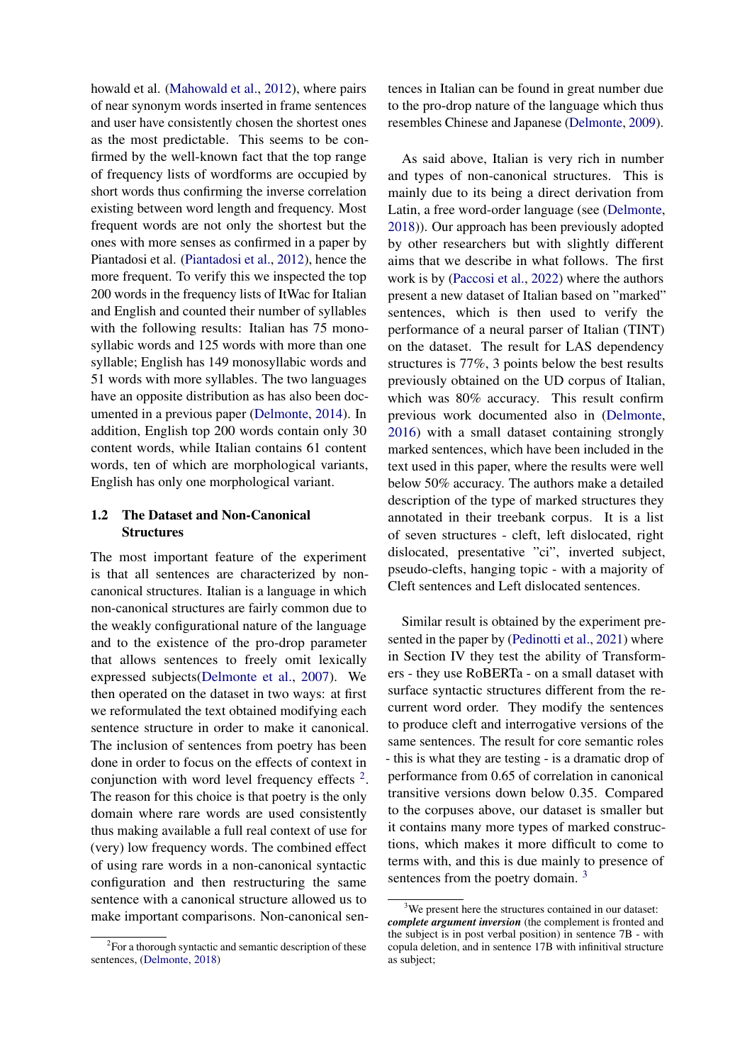howald et al. (Mahowald et al., 2012), where pairs of near synonym words inserted in frame sentences and user have consistently chosen the shortest ones as the most predictable. This seems to be confirmed by the well-known fact that the top range of frequency lists of wordforms are occupied by short words thus confirming the inverse correlation existing between word length and frequency. Most frequent words are not only the shortest but the ones with more senses as confirmed in a paper by Piantadosi et al. (Piantadosi et al., 2012), hence the more frequent. To verify this we inspected the top 200 words in the frequency lists of ItWac for Italian and English and counted their number of syllables with the following results: Italian has 75 monosyllabic words and 125 words with more than one syllable; English has 149 monosyllabic words and 51 words with more syllables. The two languages have an opposite distribution as has also been documented in a previous paper (Delmonte, 2014). In addition, English top 200 words contain only 30 content words, while Italian contains 61 content words, ten of which are morphological variants, English has only one morphological variant.

### 1.2 The Dataset and Non-Canonical Structures

The most important feature of the experiment is that all sentences are characterized by non-canonical structures. Italian is a language in which non-canonical structures are fairly common due to the weakly configurational nature of the language and to the existence of the pro-drop parameter that allows sentences to freely omit lexically expressed subjects(Delmonte et al., 2007). We then operated on the dataset in two ways: at first we reformulated the text obtained modifying each sentence structure in order to make it canonical. The inclusion of sentences from poetry has been done in order to focus on the effects of context in conjunction with word level frequency effects [2]. The reason for this choice is that poetry is the only domain where rare words are used consistently thus making available a full real context of use for (very) low frequency words. The combined effect of using rare words in a non-canonical syntactic configuration and then restructuring the same sentence with a canonical structure allowed us to make important comparisons. Non-canonical sentences in Italian can be found in great number due to the pro-drop nature of the language which thus resembles Chinese and Japanese (Delmonte, 2009).

As said above, Italian is very rich in number and types of non-canonical structures. This is mainly due to its being a direct derivation from Latin, a free word-order language (see (Delmonte, 2018)). Our approach has been previously adopted by other researchers but with slightly different aims that we describe in what follows. The first work is by (Paccosi et al., 2022) where the authors present a new dataset of Italian based on "marked" sentences, which is then used to verify the performance of a neural parser of Italian (TINT) on the dataset. The result for LAS dependency structures is 77%, 3 points below the best results previously obtained on the UD corpus of Italian, which was 80% accuracy. This result confirm previous work documented also in (Delmonte, 2016) with a small dataset containing strongly marked sentences, which have been included in the text used in this paper, where the results were well below 50% accuracy. The authors make a detailed description of the type of marked structures they annotated in their treebank corpus. It is a list of seven structures - cleft, left dislocated, right dislocated, presentative "ci", inverted subject, pseudo-clefts, hanging topic - with a majority of Cleft sentences and Left dislocated sentences.

Similar result is obtained by the experiment presented in the paper by (Pedinotti et al., 2021) where in Section IV they test the ability of Transformers - they use RoBERTa - on a small dataset with surface syntactic structures different from the recurrent word order. They modify the sentences to produce cleft and interrogative versions of the same sentences. The result for core semantic roles - this is what they are testing - is a dramatic drop of performance from 0.65 of correlation in canonical transitive versions down below 0.35. Compared to the corpuses above, our dataset is smaller but it contains many more types of marked constructions, which makes it more difficult to come to terms with, and this is due mainly to presence of sentences from the poetry domain. [3]

[2] For a thorough syntactic and semantic description of these sentences, (Delmonte, 2018)

[3] We present here the structures contained in our dataset: ***complete argument inversion*** (the complement is fronted and the subject is in post verbal position) in sentence 7B - with copula deletion, and in sentence 17B with infinitival structure as subject;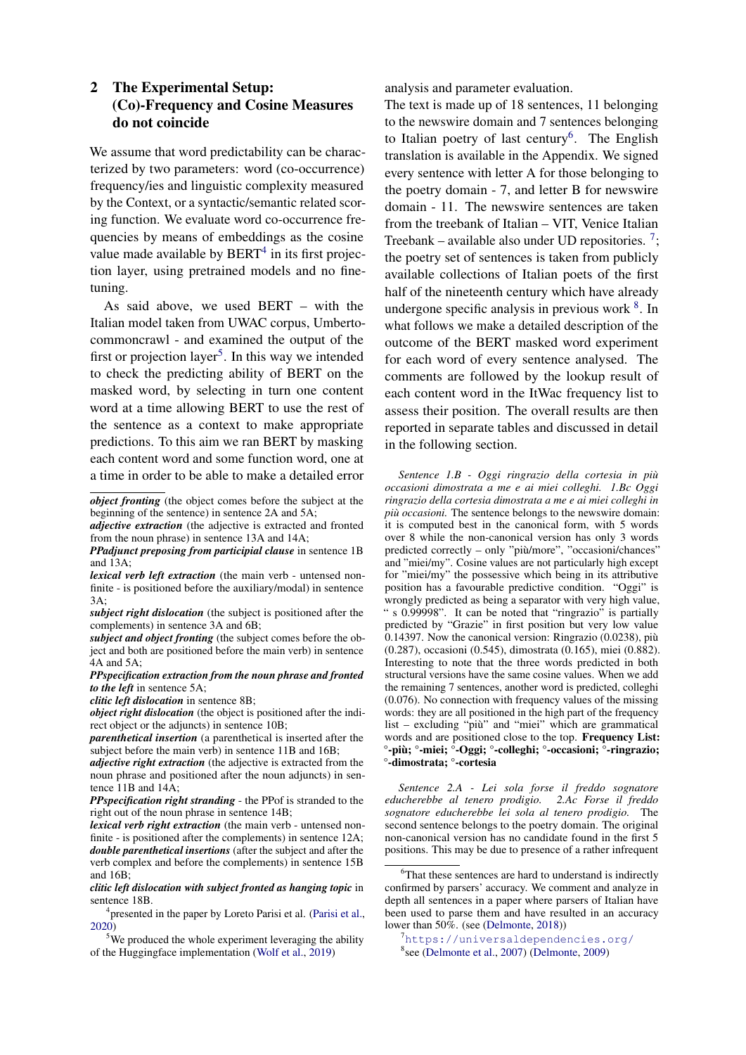## 2 The Experimental Setup: (Co)-Frequency and Cosine Measures do not coincide

We assume that word predictability can be characterized by two parameters: word (co-occurrence) frequency/ies and linguistic complexity measured by the Context, or a syntactic/semantic related scoring function. We evaluate word co-occurrence frequencies by means of embeddings as the cosine value made available by BERT[4] in its first projection layer, using pretrained models and no fine-tuning.

As said above, we used BERT – with the Italian model taken from UWAC corpus, Umberto-commoncrawl - and examined the output of the first or projection layer[5]. In this way we intended to check the predicting ability of BERT on the masked word, by selecting in turn one content word at a time allowing BERT to use the rest of the sentence as a context to make appropriate predictions. To this aim we ran BERT by masking each content word and some function word, one at a time in order to be able to make a detailed error analysis and parameter evaluation.

The text is made up of 18 sentences, 11 belonging to the newswire domain and 7 sentences belonging to Italian poetry of last century[6]. The English translation is available in the Appendix. We signed every sentence with letter A for those belonging to the poetry domain - 7, and letter B for newswire domain - 11. The newswire sentences are taken from the treebank of Italian – VIT, Venice Italian Treebank – available also under UD repositories. [7]; the poetry set of sentences is taken from publicly available collections of Italian poets of the first half of the nineteenth century which have already undergone specific analysis in previous work [8]. In what follows we make a detailed description of the outcome of the BERT masked word experiment for each word of every sentence analysed. The comments are followed by the lookup result of each content word in the ItWac frequency list to assess their position. The overall results are then reported in separate tables and discussed in detail in the following section.

*Sentence 1.B - Oggi ringrazio della cortesia in più occasioni dimostrata a me e ai miei colleghi. 1.Bc Oggi ringrazio della cortesia dimostrata a me e ai miei colleghi in più occasioni.* The sentence belongs to the newswire domain: it is computed best in the canonical form, with 5 words over 8 while the non-canonical version has only 3 words predicted correctly – only "più/more", "occasioni/chances" and "miei/my". Cosine values are not particularly high except for "miei/my" the possessive which being in its attributive position has a favourable predictive condition. "Oggi" is wrongly predicted as being a separator with very high value, " s 0.99998". It can be noted that "ringrazio" is partially predicted by "Grazie" in first position but very low value 0.14397. Now the canonical version: Ringrazio (0.0238), più (0.287), occasioni (0.545), dimostrata (0.165), miei (0.882). Interesting to note that the three words predicted in both structural versions have the same cosine values. When we add the remaining 7 sentences, another word is predicted, colleghi (0.076). No connection with frequency values of the missing words: they are all positioned in the high part of the frequency list – excluding "più" and "miei" which are grammatical words and are positioned close to the top. **Frequency List: °-più; °-miei; °-Oggi; °-colleghi; °-occasioni; °-ringrazio; °-dimostrata; °-cortesia**

*Sentence 2.A - Lei sola forse il freddo sognatore educherebbe al tenero prodigio. 2.Ac Forse il freddo sognatore educherebbe lei sola al tenero prodigio.* The second sentence belongs to the poetry domain. The original non-canonical version has no candidate found in the first 5 positions. This may be due to presence of a rather infrequent

---

***object fronting*** (the object comes before the subject at the beginning of the sentence) in sentence 2A and 5A;
***adjective extraction*** (the adjective is extracted and fronted from the noun phrase) in sentence 13A and 14A;
***PPadjunct preposing from participial clause*** in sentence 1B and 13A;
***lexical verb left extraction*** (the main verb - untensed non-finite - is positioned before the auxiliary/modal) in sentence 3A;
***subject right dislocation*** (the subject is positioned after the complements) in sentence 3A and 6B;
***subject and object fronting*** (the subject comes before the object and both are positioned before the main verb) in sentence 4A and 5A;
***PPspecification extraction from the noun phrase and fronted to the left*** in sentence 5A;
***clitic left dislocation*** in sentence 8B;
***object right dislocation*** (the object is positioned after the indirect object or the adjuncts) in sentence 10B;
***parenthetical insertion*** (a parenthetical is inserted after the subject before the main verb) in sentence 11B and 16B;
***adjective right extraction*** (the adjective is extracted from the noun phrase and positioned after the noun adjuncts) in sentence 11B and 14A;
***PPspecification right stranding*** - the PPof is stranded to the right out of the noun phrase in sentence 14B;
***lexical verb right extraction*** (the main verb - untensed non-finite - is positioned after the complements) in sentence 12A;
***double parenthetical insertions*** (after the subject and after the verb complex and before the complements) in sentence 15B and 16B;
***clitic left dislocation with subject fronted as hanging topic*** in sentence 18B.

[4] presented in the paper by Loreto Parisi et al. (Parisi et al., 2020)

[5] We produced the whole experiment leveraging the ability of the Huggingface implementation (Wolf et al., 2019)

[6] That these sentences are hard to understand is indirectly confirmed by parsers' accuracy. We comment and analyze in depth all sentences in a paper where parsers of Italian have been used to parse them and have resulted in an accuracy lower than 50%. (see (Delmonte, 2018))

[7] https://universaldependencies.org/

[8] see (Delmonte et al., 2007) (Delmonte, 2009)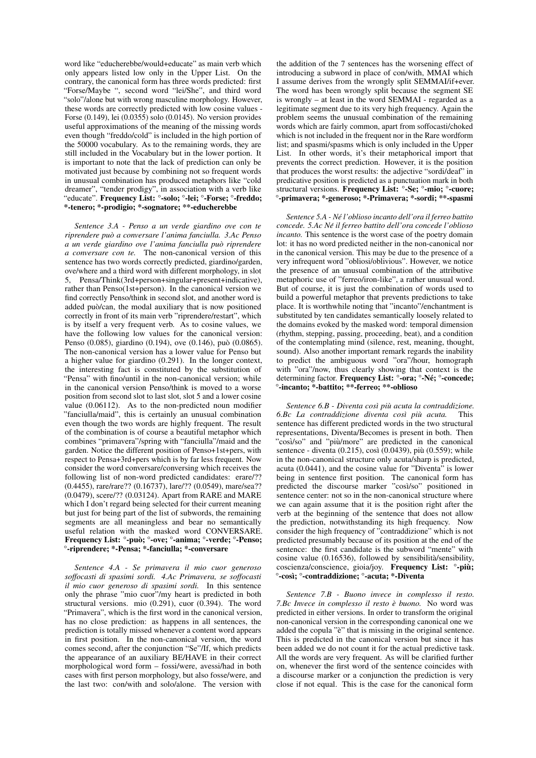word like "educherebbe/would+educate" as main verb which only appears listed low only in the Upper List. On the contrary, the canonical form has three words predicted: first "Forse/Maybe ", second word "lei/She", and third word "solo"/alone but with wrong masculine morphology. However, these words are correctly predicted with low cosine values - Forse (0.149), lei (0.0355) solo (0.0145). No version provides useful approximations of the meaning of the missing words even though "freddo/cold" is included in the high portion of the 50000 vocabulary. As to the remaining words, they are still included in the Vocabulary but in the lower portion. It is important to note that the lack of prediction can only be motivated just because by combining not so frequent words in unusual combination has produced metaphors like "cold dreamer", "tender prodigy", in association with a verb like "educate". **Frequency List: °-solo; °-lei; °-Forse; °-freddo; *-tenero; *-prodigio; *-sognatore; **-educherebbe**

*Sentence 3.A - Penso a un verde giardino ove con te riprendere può a conversare l'anima fanciulla. 3.Ac Penso a un verde giardino ove l'anima fanciulla può riprendere a conversare con te.* The non-canonical version of this sentence has two words correctly predicted, giardino/garden, ove/where and a third word with different morphology, in slot 5, Pensa/Think(3rd+person+singular+present+indicative), rather than Penso(1st+person). In the canonical version we find correctly Penso/think in second slot, and another word is added può/can, the modal auxiliary that is now positioned correctly in front of its main verb "riprendere/restart", which is by itself a very frequent verb. As to cosine values, we have the following low values for the canonical version: Penso (0.085), giardino (0.194), ove (0.146), può (0.0865). The non-canonical version has a lower value for Penso but a higher value for giardino (0.291). In the longer context, the interesting fact is constituted by the substitution of "Pensa" with fino/until in the non-canonical version; while in the canonical version Penso/think is moved to a worse position from second slot to last slot, slot 5 and a lower cosine value (0.06112). As to the non-predicted noun modifier "fanciulla/maid", this is certainly an unusual combination even though the two words are highly frequent. The result of the combination is of course a beautiful metaphor which combines "primavera"/spring with "fanciulla"/maid and the garden. Notice the different position of Penso+1st+pers, with respect to Pensa+3rd+pers which is by far less frequent. Now consider the word conversare/conversing which receives the following list of non-word predicted candidates: erare/?? (0.4455), rare/rare?? (0.16737), lare/?? (0.0549), mare/sea?? (0.0479), scere/?? (0.03124). Apart from RARE and MARE which I don't regard being selected for their current meaning but just for being part of the list of subwords, the remaining segments are all meaningless and bear no semantically useful relation with the masked word CONVERSARE. **Frequency List: °-può; °-ove; °-anima; °-verde; °-Penso; °-riprendere; *-Pensa; *-fanciulla; *-conversare**

*Sentence 4.A - Se primavera il mio cuor generoso soffocasti di spasimi sordi. 4.Ac Primavera, se soffocasti il mio cuor generoso di spasimi sordi.* In this sentence only the phrase "mio cuor"/my heart is predicted in both structural versions. mio (0.291), cuor (0.394). The word "Primavera", which is the first word in the canonical version, has no close prediction: as happens in all sentences, the prediction is totally missed whenever a content word appears in first position. In the non-canonical version, the word comes second, after the conjunction "Se"/If, which predicts the appearance of an auxiliary BE/HAVE in their correct morphological word form – fossi/were, avessi/had in both cases with first person morphology, but also fosse/were, and the last two: con/with and solo/alone. The version with the addition of the 7 sentences has the worsening effect of introducing a subword in place of con/with, MMAI which I assume derives from the wrongly split SEMMAI/if+ever. The word has been wrongly split because the segment SE is wrongly – at least in the word SEMMAI - regarded as a legitimate segment due to its very high frequency. Again the problem seems the unusual combination of the remaining words which are fairly common, apart from soffocasti/choked which is not included in the frequent nor in the Rare wordform list; and spasmi/spasms which is only included in the Upper List. In other words, it's their metaphorical import that prevents the correct prediction. However, it is the position that produces the worst results: the adjective "sordi/deaf" in predicative position is predicted as a punctuation mark in both structural versions. **Frequency List: °-Se; °-mio; °-cuore; °-primavera; *-generoso; *-Primavera; *-sordi; **-spasmi**

*Sentence 5.A - Né l'oblioso incanto dell'ora il ferreo battito concede. 5.Ac Né il ferreo battito dell'ora concede l'oblioso incanto.* This sentence is the worst case of the poetry domain lot: it has no word predicted neither in the non-canonical nor in the canonical version. This may be due to the presence of a very infrequent word "obliosi/oblivious". However, we notice the presence of an unusual combination of the attributive metaphoric use of "ferreo/iron-like", a rather unusual word. But of course, it is just the combination of words used to build a powerful metaphor that prevents predictions to take place. It is worthwhile noting that "incanto"/enchantment is substituted by ten candidates semantically loosely related to the domains evoked by the masked word: temporal dimension (rhythm, stepping, passing, proceeding, beat), and a condition of the contemplating mind (silence, rest, meaning, thought, sound). Also another important remark regards the inability to predict the ambiguous word "ora"/hour, homograph with "ora"/now, thus clearly showing that context is the determining factor. **Frequency List: °-ora; °-Né; °-concede; °-incanto; *-battito; *-ferreo; **-oblioso**

*Sentence 6.B - Diventa così più acuta la contraddizione. 6.Bc La contraddizione diventa così più acuta.* This sentence has different predicted words in the two structural representations, Diventa/Becomes is present in both. Then "così/so" and "più/more" are predicted in the canonical sentence - diventa (0.215), così (0.0439), più (0.559); while in the non-canonical structure only acuta/sharp is predicted, acuta (0.0441), and the cosine value for "Diventa" is lower being in sentence first position. The canonical form has predicted the discourse marker "così/so" positioned in sentence center: not so in the non-canonical structure where we can again assume that it is the position right after the verb at the beginning of the sentence that does not allow the prediction, notwithstanding its high frequency. Now consider the high frequency of "contraddizione" which is not predicted presumably because of its position at the end of the sentence: the first candidate is the subword "mente" with cosine value (0.16536), followed by sensibilità/sensibility, coscienza/conscience, gioia/joy. **Frequency List: °-più; °-così; °-contraddizione; °-acuta; *-Diventa**

*Sentence 7.B - Buono invece in complesso il resto. 7.Bc Invece in complesso il resto è buono.* No word was predicted in either versions. In order to transform the original non-canonical version in the corresponding canonical one we added the copula "è" that is missing in the original sentence. This is predicted in the canonical version but since it has been added we do not count it for the actual predictive task. All the words are very frequent. As will be clarified further on, whenever the first word of the sentence coincides with a discourse marker or a conjunction the prediction is very close if not equal. This is the case for the canonical form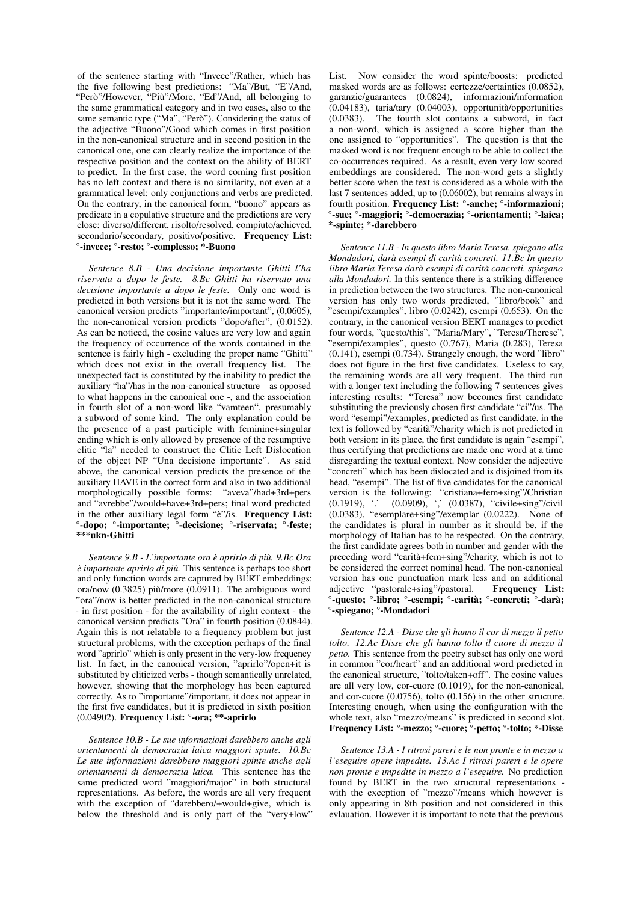of the sentence starting with "Invece"/Rather, which has the five following best predictions: "Ma"/But, "E"/And, "Però"/However, "Più"/More, "Ed"/And, all belonging to the same grammatical category and in two cases, also to the same semantic type ("Ma", "Però"). Considering the status of the adjective "Buono"/Good which comes in first position in the non-canonical structure and in second position in the canonical one, one can clearly realize the importance of the respective position and the context on the ability of BERT to predict. In the first case, the word coming first position has no left context and there is no similarity, not even at a grammatical level: only conjunctions and verbs are predicted. On the contrary, in the canonical form, "buono" appears as predicate in a copulative structure and the predictions are very close: diverso/different, risolto/resolved, compiuto/achieved, secondario/secondary, positivo/positive. **Frequency List: °-invece; °-resto; °-complesso; *-Buono**

*Sentence 8.B - Una decisione importante Ghitti l'ha riservata a dopo le feste. 8.Bc Ghitti ha riservato una decisione importante a dopo le feste.* Only one word is predicted in both versions but it is not the same word. The canonical version predicts "importante/important", (0,0605), the non-canonical version predicts "dopo/after", (0.0152). As can be noticed, the cosine values are very low and again the frequency of occurrence of the words contained in the sentence is fairly high - excluding the proper name "Ghitti" which does not exist in the overall frequency list. The unexpected fact is constituted by the inability to predict the auxiliary "ha"/has in the non-canonical structure – as opposed to what happens in the canonical one -, and the association in fourth slot of a non-word like "vamteen", presumably a subword of some kind. The only explanation could be the presence of a past participle with feminine+singular ending which is only allowed by presence of the resumptive clitic "la" needed to construct the Clitic Left Dislocation of the object NP "Una decisione importante". As said above, the canonical version predicts the presence of the auxiliary HAVE in the correct form and also in two additional morphologically possible forms: "aveva"/had+3rd+pers and "avrebbe"/would+have+3rd+pers; final word predicted in the other auxiliary legal form "è"/is. **Frequency List: °-dopo; °-importante; °-decisione; °-riservata; °-feste; ***ukn-Ghitti**

*Sentence 9.B - L'importante ora è aprirlo di più. 9.Bc Ora è importante aprirlo di più.* This sentence is perhaps too short and only function words are captured by BERT embeddings: ora/now (0.3825) più/more (0.0911). The ambiguous word "ora"/now is better predicted in the non-canonical structure - in first position - for the availability of right context - the canonical version predicts "Ora" in fourth position (0.0844). Again this is not relatable to a frequency problem but just structural problems, with the exception perhaps of the final word "aprirlo" which is only present in the very-low frequency list. In fact, in the canonical version, "aprirlo"/open+it is substituted by cliticized verbs - though semantically unrelated, however, showing that the morphology has been captured correctly. As to "importante"/important, it does not appear in the first five candidates, but it is predicted in sixth position (0.04902). **Frequency List: °-ora; **-aprirlo**

*Sentence 10.B - Le sue informazioni darebbero anche agli orientamenti di democrazia laica maggiori spinte. 10.Bc Le sue informazioni darebbero maggiori spinte anche agli orientamenti di democrazia laica.* This sentence has the same predicted word "maggiori/major" in both structural representations. As before, the words are all very frequent with the exception of "darebbero/+would+give, which is below the threshold and is only part of the "very+low" List. Now consider the word spinte/boosts: predicted masked words are as follows: certezze/certainties (0.0852), garanzie/guarantees (0.0824), informazioni/information (0.04183), taria/tary (0.04003), opportunità/opportunities (0.0383). The fourth slot contains a subword, in fact a non-word, which is assigned a score higher than the one assigned to "opportunities". The question is that the masked word is not frequent enough to be able to collect the co-occurrences required. As a result, even very low scored embeddings are considered. The non-word gets a slightly better score when the text is considered as a whole with the last 7 sentences added, up to (0.06002), but remains always in fourth position. **Frequency List: °-anche; °-informazioni; °-sue; °-maggiori; °-democrazia; °-orientamenti; °-laica; *-spinte; *-darebbero**

*Sentence 11.B - In questo libro Maria Teresa, spiegano alla Mondadori, darà esempi di carità concreti. 11.Bc In questo libro Maria Teresa darà esempi di carità concreti, spiegano alla Mondadori.* In this sentence there is a striking difference in prediction between the two structures. The non-canonical version has only two words predicted, "libro/book" and "esempi/examples", libro (0.0242), esempi (0.653). On the contrary, in the canonical version BERT manages to predict four words, "questo/this", "Maria/Mary", "Teresa/Therese", "esempi/examples", questo (0.767), Maria (0.283), Teresa (0.141), esempi (0.734). Strangely enough, the word "libro" does not figure in the first five candidates. Useless to say, the remaining words are all very frequent. The third run with a longer text including the following 7 sentences gives interesting results: "Teresa" now becomes first candidate substituting the previously chosen first candidate "ci"/us. The word "esempi"/examples, predicted as first candidate, in the text is followed by "carità"/charity which is not predicted in both version: in its place, the first candidate is again "esempi", thus certifying that predictions are made one word at a time disregarding the textual context. Now consider the adjective "concreti" which has been dislocated and is disjoined from its head, "esempi". The list of five candidates for the canonical version is the following: "cristiana+fem+sing"/Christian (0.1919), '.' (0.0909), ',' (0.0387), "civile+sing"/civil (0.0383), "esemplare+sing"/exemplar (0.0222). None of the candidates is plural in number as it should be, if the morphology of Italian has to be respected. On the contrary, the first candidate agrees both in number and gender with the preceding word "carità+fem+sing"/charity, which is not to be considered the correct nominal head. The non-canonical version has one punctuation mark less and an additional adjective "pastorale+sing"/pastoral. **Frequency List: °-questo; °-libro; °-esempi; °-carità; °-concreti; °-darà; °-spiegano; °-Mondadori**

*Sentence 12.A - Disse che gli hanno il cor di mezzo il petto tolto. 12.Ac Disse che gli hanno tolto il cuore di mezzo il petto.* This sentence from the poetry subset has only one word in common "cor/heart" and an additional word predicted in the canonical structure, "tolto/taken+off". The cosine values are all very low, cor-cuore (0.1019), for the non-canonical, and cor-cuore (0.0756), tolto (0.156) in the other structure. Interesting enough, when using the configuration with the whole text, also "mezzo/means" is predicted in second slot. **Frequency List: °-mezzo; °-cuore; °-petto; °-tolto; *-Disse**

*Sentence 13.A - I ritrosi pareri e le non pronte e in mezzo a l'eseguire opere impedite. 13.Ac I ritrosi pareri e le opere non pronte e impedite in mezzo a l'eseguire.* No prediction found by BERT in the two structural representations - with the exception of "mezzo"/means which however is only appearing in 8th position and not considered in this evlauation. However it is important to note that the previous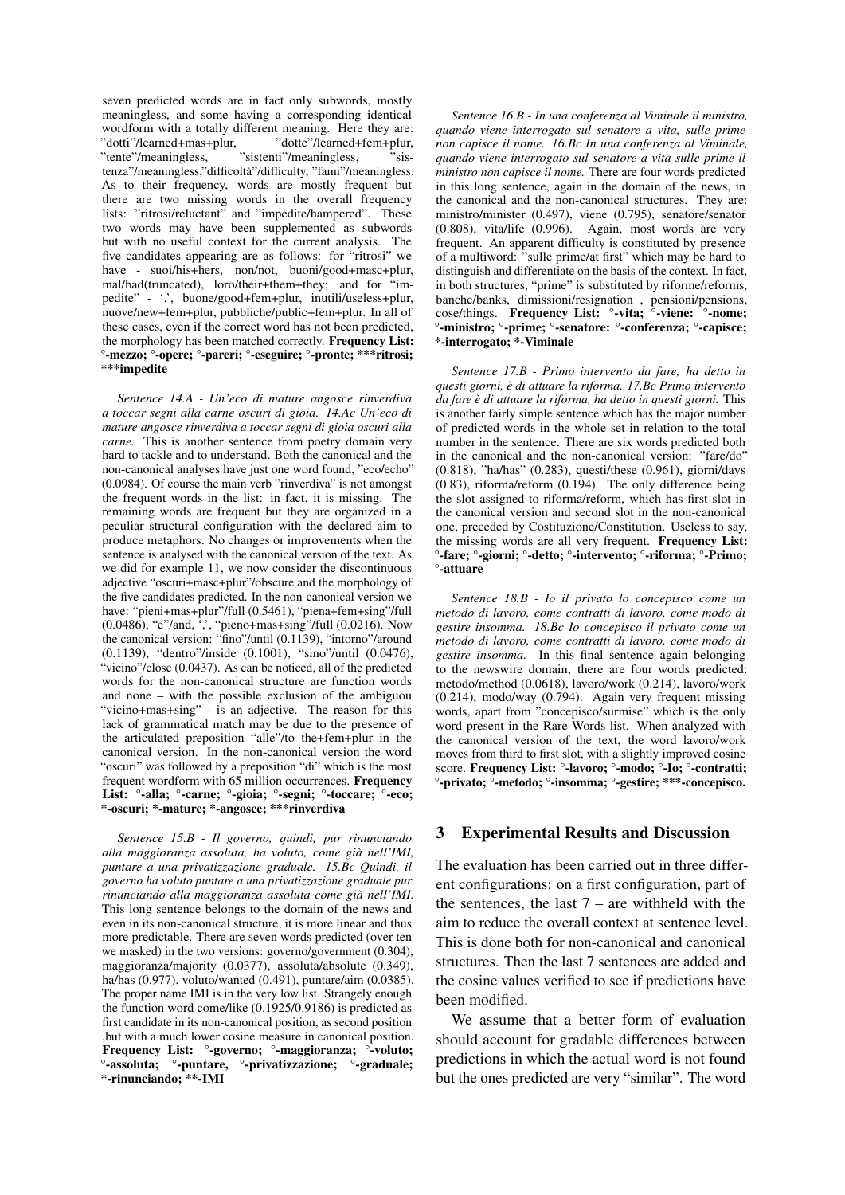seven predicted words are in fact only subwords, mostly meaningless, and some having a corresponding identical wordform with a totally different meaning. Here they are: "dotti"/learned+mas+plur, "dotte"/learned+fem+plur, "tente"/meaningless, "sistenti"/meaningless, "sistenza"/meaningless,"difficoltà"/difficulty, "fami"/meaningless. As to their frequency, words are mostly frequent but there are two missing words in the overall frequency lists: "ritrosi/reluctant" and "impedite/hampered". These two words may have been supplemented as subwords but with no useful context for the current analysis. The five candidates appearing are as follows: for "ritrosi" we have - suoi/his+hers, non/not, buoni/good+masc+plur, mal/bad(truncated), loro/their+them+they; and for "impedite" - '.', buone/good+fem+plur, inutili/useless+plur, nuove/new+fem+plur, pubbliche/public+fem+plur. In all of these cases, even if the correct word has not been predicted, the morphology has been matched correctly. **Frequency List: °-mezzo; °-opere; °-pareri; °-eseguire; °-pronte; ***ritrosi; ***impedite**

*Sentence 14.A - Un'eco di mature angosce rinverdiva a toccar segni alla carne oscuri di gioia. 14.Ac Un'eco di mature angosce rinverdiva a toccar segni di gioia oscuri alla carne.* This is another sentence from poetry domain very hard to tackle and to understand. Both the canonical and the non-canonical analyses have just one word found, "eco/echo" (0.0984). Of course the main verb "rinverdiva" is not amongst the frequent words in the list: in fact, it is missing. The remaining words are frequent but they are organized in a peculiar structural configuration with the declared aim to produce metaphors. No changes or improvements when the sentence is analysed with the canonical version of the text. As we did for example 11, we now consider the discontinuous adjective "oscuri+masc+plur"/obscure and the morphology of the five candidates predicted. In the non-canonical version we have: "pieni+mas+plur"/full (0.5461), "piena+fem+sing"/full (0.0486), "e"/and, ',', "pieno+mas+sing"/full (0.0216). Now the canonical version: "fino"/until (0.1139), "intorno"/around (0.1139), "dentro"/inside (0.1001), "sino"/until (0.0476), "vicino"/close (0.0437). As can be noticed, all of the predicted words for the non-canonical structure are function words and none – with the possible exclusion of the ambiguou "vicino+mas+sing" - is an adjective. The reason for this lack of grammatical match may be due to the presence of the articulated preposition "alle"/to the+fem+plur in the canonical version. In the non-canonical version the word "oscuri" was followed by a preposition "di" which is the most frequent wordform with 65 million occurrences. **Frequency List: °-alla; °-carne; °-gioia; °-segni; °-toccare; °-eco; *-oscuri; *-mature; *-angosce; ***rinverdiva**

*Sentence 15.B - Il governo, quindi, pur rinunciando alla maggioranza assoluta, ha voluto, come già nell'IMI, puntare a una privatizzazione graduale. 15.Bc Quindi, il governo ha voluto puntare a una privatizzazione graduale pur rinunciando alla maggioranza assoluta come già nell'IMI.* This long sentence belongs to the domain of the news and even in its non-canonical structure, it is more linear and thus more predictable. There are seven words predicted (over ten we masked) in the two versions: governo/government (0.304), maggioranza/majority (0.0377), assoluta/absolute (0.349), ha/has (0.977), voluto/wanted (0.491), puntare/aim (0.0385). The proper name IMI is in the very low list. Strangely enough the function word come/like (0.1925/0.9186) is predicted as first candidate in its non-canonical position, as second position ,but with a much lower cosine measure in canonical position. **Frequency List: °-governo; °-maggioranza; °-voluto; °-assoluta; °-puntare, °-privatizzazione; °-graduale; *-rinunciando; **-IMI**

*Sentence 16.B - In una conferenza al Viminale il ministro, quando viene interrogato sul senatore a vita, sulle prime non capisce il nome. 16.Bc In una conferenza al Viminale, quando viene interrogato sul senatore a vita sulle prime il ministro non capisce il nome.* There are four words predicted in this long sentence, again in the domain of the news, in the canonical and the non-canonical structures. They are: ministro/minister (0.497), viene (0.795), senatore/senator (0.808), vita/life (0.996). Again, most words are very frequent. An apparent difficulty is constituted by presence of a multiword: "sulle prime/at first" which may be hard to distinguish and differentiate on the basis of the context. In fact, in both structures, "prime" is substituted by riforme/reforms, banche/banks, dimissioni/resignation , pensioni/pensions, cose/things. **Frequency List: °-vita; °-viene: °-nome; °-ministro; °-prime; °-senatore: °-conferenza; °-capisce; *-interrogato; *-Viminale**

*Sentence 17.B - Primo intervento da fare, ha detto in questi giorni, è di attuare la riforma. 17.Bc Primo intervento da fare è di attuare la riforma, ha detto in questi giorni.* This is another fairly simple sentence which has the major number of predicted words in the whole set in relation to the total number in the sentence. There are six words predicted both in the canonical and the non-canonical version: "fare/do" (0.818), "ha/has" (0.283), questi/these (0.961), giorni/days (0.83), riforma/reform (0.194). The only difference being the slot assigned to riforma/reform, which has first slot in the canonical version and second slot in the non-canonical one, preceded by Costituzione/Constitution. Useless to say, the missing words are all very frequent. **Frequency List: °-fare; °-giorni; °-detto; °-intervento; °-riforma; °-Primo; °-attuare**

*Sentence 18.B - Io il privato lo concepisco come un metodo di lavoro, come contratti di lavoro, come modo di gestire insomma. 18.Bc Io concepisco il privato come un metodo di lavoro, come contratti di lavoro, come modo di gestire insomma.* In this final sentence again belonging to the newswire domain, there are four words predicted: metodo/method (0.0618), lavoro/work (0.214), lavoro/work (0.214), modo/way (0.794). Again very frequent missing words, apart from "concepisco/surmise" which is the only word present in the Rare-Words list. When analyzed with the canonical version of the text, the word lavoro/work moves from third to first slot, with a slightly improved cosine score. **Frequency List: °-lavoro; °-modo; °-Io; °-contratti; °-privato; °-metodo; °-insomma; °-gestire; ***-concepisco.**

## 3 Experimental Results and Discussion

The evaluation has been carried out in three different configurations: on a first configuration, part of the sentences, the last 7 – are withheld with the aim to reduce the overall context at sentence level. This is done both for non-canonical and canonical structures. Then the last 7 sentences are added and the cosine values verified to see if predictions have been modified.

We assume that a better form of evaluation should account for gradable differences between predictions in which the actual word is not found but the ones predicted are very "similar". The word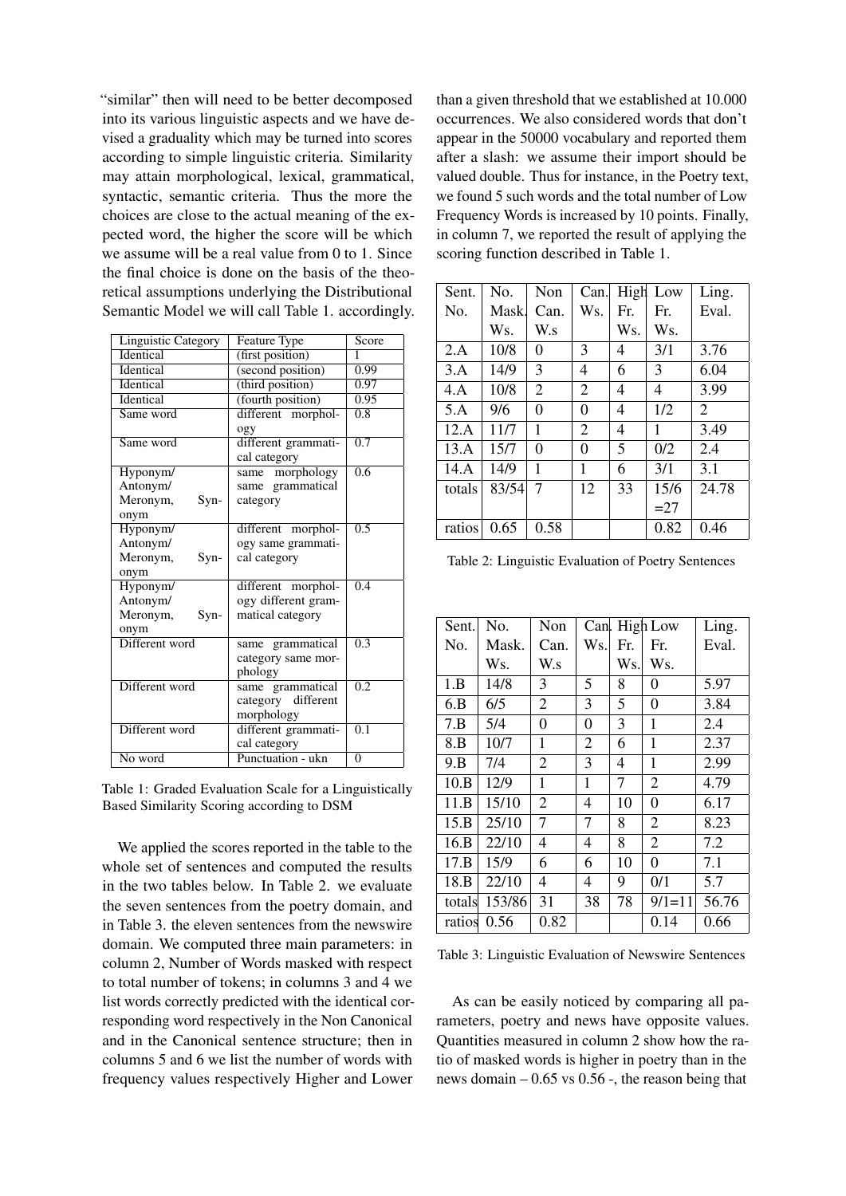"similar" then will need to be better decomposed into its various linguistic aspects and we have devised a graduality which may be turned into scores according to simple linguistic criteria. Similarity may attain morphological, lexical, grammatical, syntactic, semantic criteria. Thus the more the choices are close to the actual meaning of the expected word, the higher the score will be which we assume will be a real value from 0 to 1. Since the final choice is done on the basis of the theoretical assumptions underlying the Distributional Semantic Model we will call Table 1. accordingly.

| Linguistic Category | Feature Type | Score |
|---|---|---|
| Identical | (first position) | 1 |
| Identical | (second position) | 0.99 |
| Identical | (third position) | 0.97 |
| Identical | (fourth position) | 0.95 |
| Same word | different morphology | 0.8 |
| Same word | different grammatical category | 0.7 |
| Hyponym/ Antonym/ Meronym, Synonym | same morphology same grammatical category | 0.6 |
| Hyponym/ Antonym/ Meronym, Synonym | different morphology same grammatical category | 0.5 |
| Hyponym/ Antonym/ Meronym, Synonym | different morphology different grammatical category | 0.4 |
| Different word | same grammatical category same morphology | 0.3 |
| Different word | same grammatical category different morphology | 0.2 |
| Different word | different grammatical category | 0.1 |
| No word | Punctuation - ukn | 0 |

Table 1: Graded Evaluation Scale for a Linguistically Based Similarity Scoring according to DSM

We applied the scores reported in the table to the whole set of sentences and computed the results in the two tables below. In Table 2. we evaluate the seven sentences from the poetry domain, and in Table 3. the eleven sentences from the newswire domain. We computed three main parameters: in column 2, Number of Words masked with respect to total number of tokens; in columns 3 and 4 we list words correctly predicted with the identical corresponding word respectively in the Non Canonical and in the Canonical sentence structure; then in columns 5 and 6 we list the number of words with frequency values respectively Higher and Lower than a given threshold that we established at 10.000 occurrences. We also considered words that don't appear in the 50000 vocabulary and reported them after a slash: we assume their import should be valued double. Thus for instance, in the Poetry text, we found 5 such words and the total number of Low Frequency Words is increased by 10 points. Finally, in column 7, we reported the result of applying the scoring function described in Table 1.

| Sent. No. | No. Mask. Ws. | Non Can. W.s | Can. Ws. | High Fr. Ws. | Low Fr. Ws. | Ling. Eval. |
|---|---|---|---|---|---|---|
| 2.A | 10/8 | 0 | 3 | 4 | 3/1 | 3.76 |
| 3.A | 14/9 | 3 | 4 | 6 | 3 | 6.04 |
| 4.A | 10/8 | 2 | 2 | 4 | 4 | 3.99 |
| 5.A | 9/6 | 0 | 0 | 4 | 1/2 | 2 |
| 12.A | 11/7 | 1 | 2 | 4 | 1 | 3.49 |
| 13.A | 15/7 | 0 | 0 | 5 | 0/2 | 2.4 |
| 14.A | 14/9 | 1 | 1 | 6 | 3/1 | 3.1 |
| totals | 83/54 | 7 | 12 | 33 | 15/6 =27 | 24.78 |
| ratios | 0.65 | 0.58 | | | 0.82 | 0.46 |

Table 2: Linguistic Evaluation of Poetry Sentences

| Sent. No. | No. Mask. Ws. | Non Can. W.s | Can. Ws. | High Fr. Ws. | Low Fr. Ws. | Ling. Eval. |
|---|---|---|---|---|---|---|
| 1.B | 14/8 | 3 | 5 | 8 | 0 | 5.97 |
| 6.B | 6/5 | 2 | 3 | 5 | 0 | 3.84 |
| 7.B | 5/4 | 0 | 0 | 3 | 1 | 2.4 |
| 8.B | 10/7 | 1 | 2 | 6 | 1 | 2.37 |
| 9.B | 7/4 | 2 | 3 | 4 | 1 | 2.99 |
| 10.B | 12/9 | 1 | 1 | 7 | 2 | 4.79 |
| 11.B | 15/10 | 2 | 4 | 10 | 0 | 6.17 |
| 15.B | 25/10 | 7 | 7 | 8 | 2 | 8.23 |
| 16.B | 22/10 | 4 | 4 | 8 | 2 | 7.2 |
| 17.B | 15/9 | 6 | 6 | 10 | 0 | 7.1 |
| 18.B | 22/10 | 4 | 4 | 9 | 0/1 | 5.7 |
| totals | 153/86 | 31 | 38 | 78 | 9/1=11 | 56.76 |
| ratios | 0.56 | 0.82 | | | 0.14 | 0.66 |

Table 3: Linguistic Evaluation of Newswire Sentences

As can be easily noticed by comparing all parameters, poetry and news have opposite values. Quantities measured in column 2 show how the ratio of masked words is higher in poetry than in the news domain – 0.65 vs 0.56 -, the reason being that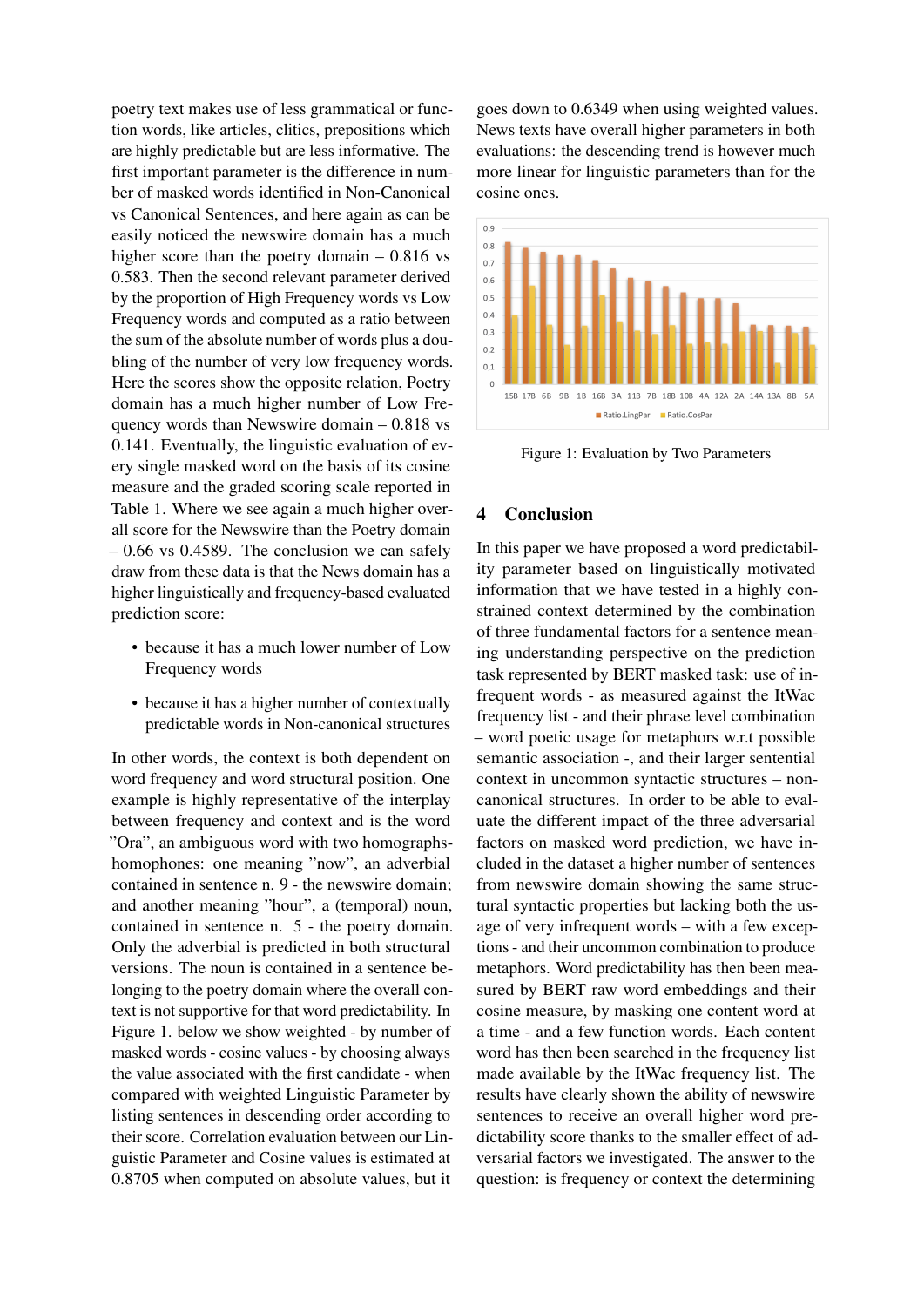poetry text makes use of less grammatical or function words, like articles, clitics, prepositions which are highly predictable but are less informative. The first important parameter is the difference in number of masked words identified in Non-Canonical vs Canonical Sentences, and here again as can be easily noticed the newswire domain has a much higher score than the poetry domain – 0.816 vs 0.583. Then the second relevant parameter derived by the proportion of High Frequency words vs Low Frequency words and computed as a ratio between the sum of the absolute number of words plus a doubling of the number of very low frequency words. Here the scores show the opposite relation, Poetry domain has a much higher number of Low Frequency words than Newswire domain – 0.818 vs 0.141. Eventually, the linguistic evaluation of every single masked word on the basis of its cosine measure and the graded scoring scale reported in Table 1. Where we see again a much higher overall score for the Newswire than the Poetry domain – 0.66 vs 0.4589. The conclusion we can safely draw from these data is that the News domain has a higher linguistically and frequency-based evaluated prediction score:

- because it has a much lower number of Low Frequency words
- because it has a higher number of contextually predictable words in Non-canonical structures

In other words, the context is both dependent on word frequency and word structural position. One example is highly representative of the interplay between frequency and context and is the word "Ora", an ambiguous word with two homographs-homophones: one meaning "now", an adverbial contained in sentence n. 9 - the newswire domain; and another meaning "hour", a (temporal) noun, contained in sentence n. 5 - the poetry domain. Only the adverbial is predicted in both structural versions. The noun is contained in a sentence belonging to the poetry domain where the overall context is not supportive for that word predictability. In Figure 1. below we show weighted - by number of masked words - cosine values - by choosing always the value associated with the first candidate - when compared with weighted Linguistic Parameter by listing sentences in descending order according to their score. Correlation evaluation between our Linguistic Parameter and Cosine values is estimated at 0.8705 when computed on absolute values, but it goes down to 0.6349 when using weighted values. News texts have overall higher parameters in both evaluations: the descending trend is however much more linear for linguistic parameters than for the cosine ones.

Figure 1: Evaluation by Two Parameters

## 4 Conclusion

In this paper we have proposed a word predictability parameter based on linguistically motivated information that we have tested in a highly constrained context determined by the combination of three fundamental factors for a sentence meaning understanding perspective on the prediction task represented by BERT masked task: use of infrequent words - as measured against the ItWac frequency list - and their phrase level combination – word poetic usage for metaphors w.r.t possible semantic association -, and their larger sentential context in uncommon syntactic structures – non-canonical structures. In order to be able to evaluate the different impact of the three adversarial factors on masked word prediction, we have included in the dataset a higher number of sentences from newswire domain showing the same structural syntactic properties but lacking both the usage of very infrequent words – with a few exceptions - and their uncommon combination to produce metaphors. Word predictability has then been measured by BERT raw word embeddings and their cosine measure, by masking one content word at a time - and a few function words. Each content word has then been searched in the frequency list made available by the ItWac frequency list. The results have clearly shown the ability of newswire sentences to receive an overall higher word predictability score thanks to the smaller effect of adversarial factors we investigated. The answer to the question: is frequency or context the determining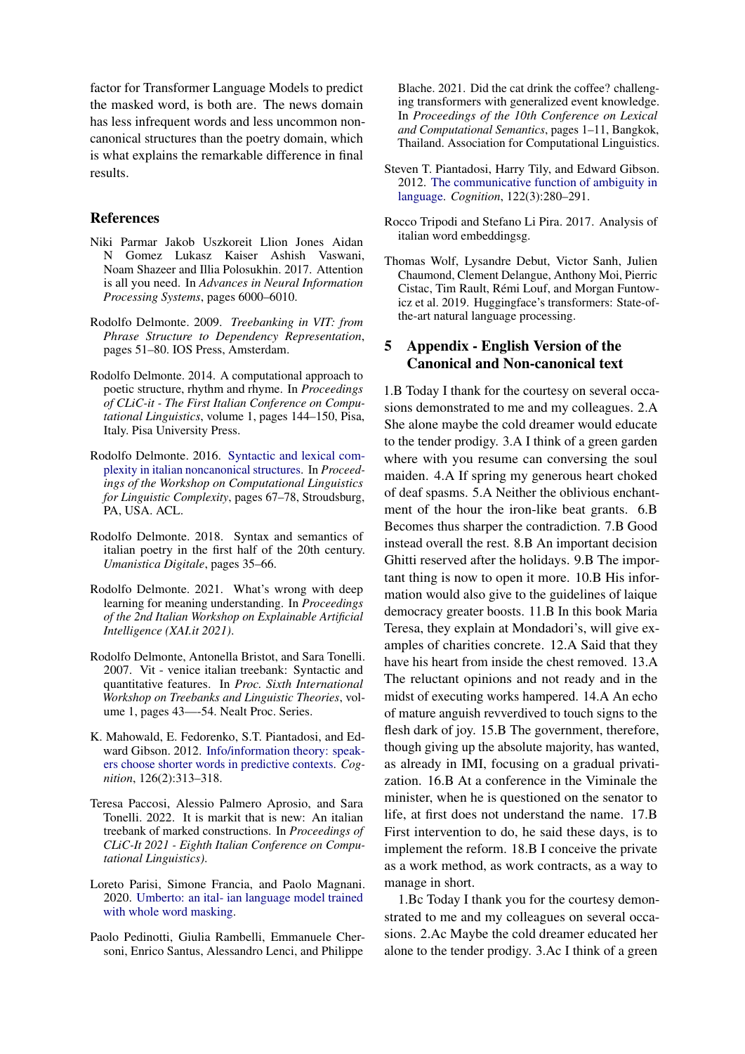factor for Transformer Language Models to predict the masked word, is both are. The news domain has less infrequent words and less uncommon non-canonical structures than the poetry domain, which is what explains the remarkable difference in final results.

## References

Niki Parmar Jakob Uszkoreit Llion Jones Aidan N Gomez Lukasz Kaiser Ashish Vaswani, Noam Shazeer and Illia Polosukhin. 2017. Attention is all you need. In *Advances in Neural Information Processing Systems*, pages 6000–6010.

Rodolfo Delmonte. 2009. *Treebanking in VIT: from Phrase Structure to Dependency Representation*, pages 51–80. IOS Press, Amsterdam.

Rodolfo Delmonte. 2014. A computational approach to poetic structure, rhythm and rhyme. In *Proceedings of CLiC-it - The First Italian Conference on Computational Linguistics*, volume 1, pages 144–150, Pisa, Italy. Pisa University Press.

Rodolfo Delmonte. 2016. Syntactic and lexical complexity in italian noncanonical structures. In *Proceedings of the Workshop on Computational Linguistics for Linguistic Complexity*, pages 67–78, Stroudsburg, PA, USA. ACL.

Rodolfo Delmonte. 2018. Syntax and semantics of italian poetry in the first half of the 20th century. *Umanistica Digitale*, pages 35–66.

Rodolfo Delmonte. 2021. What's wrong with deep learning for meaning understanding. In *Proceedings of the 2nd Italian Workshop on Explainable Artificial Intelligence (XAI.it 2021)*.

Rodolfo Delmonte, Antonella Bristot, and Sara Tonelli. 2007. Vit - venice italian treebank: Syntactic and quantitative features. In *Proc. Sixth International Workshop on Treebanks and Linguistic Theories*, volume 1, pages 43—-54. Nealt Proc. Series.

K. Mahowald, E. Fedorenko, S.T. Piantadosi, and Edward Gibson. 2012. Info/information theory: speakers choose shorter words in predictive contexts. *Cognition*, 126(2):313–318.

Teresa Paccosi, Alessio Palmero Aprosio, and Sara Tonelli. 2022. It is markit that is new: An italian treebank of marked constructions. In *Proceedings of CLiC-It 2021 - Eighth Italian Conference on Computational Linguistics)*.

Loreto Parisi, Simone Francia, and Paolo Magnani. 2020. Umberto: an ital- ian language model trained with whole word masking.

Paolo Pedinotti, Giulia Rambelli, Emmanuele Chersoni, Enrico Santus, Alessandro Lenci, and Philippe Blache. 2021. Did the cat drink the coffee? challenging transformers with generalized event knowledge. In *Proceedings of the 10th Conference on Lexical and Computational Semantics*, pages 1–11, Bangkok, Thailand. Association for Computational Linguistics.

Steven T. Piantadosi, Harry Tily, and Edward Gibson. 2012. The communicative function of ambiguity in language. *Cognition*, 122(3):280–291.

Rocco Tripodi and Stefano Li Pira. 2017. Analysis of italian word embeddingsg.

Thomas Wolf, Lysandre Debut, Victor Sanh, Julien Chaumond, Clement Delangue, Anthony Moi, Pierric Cistac, Tim Rault, Rémi Louf, and Morgan Funtowicz et al. 2019. Huggingface's transformers: State-of-the-art natural language processing.

## 5 Appendix - English Version of the Canonical and Non-canonical text

1.B Today I thank for the courtesy on several occasions demonstrated to me and my colleagues. 2.A She alone maybe the cold dreamer would educate to the tender prodigy. 3.A I think of a green garden where with you resume can conversing the soul maiden. 4.A If spring my generous heart choked of deaf spasms. 5.A Neither the oblivious enchantment of the hour the iron-like beat grants. 6.B Becomes thus sharper the contradiction. 7.B Good instead overall the rest. 8.B An important decision Ghitti reserved after the holidays. 9.B The important thing is now to open it more. 10.B His information would also give to the guidelines of laique democracy greater boosts. 11.B In this book Maria Teresa, they explain at Mondadori's, will give examples of charities concrete. 12.A Said that they have his heart from inside the chest removed. 13.A The reluctant opinions and not ready and in the midst of executing works hampered. 14.A An echo of mature anguish revverdived to touch signs to the flesh dark of joy. 15.B The government, therefore, though giving up the absolute majority, has wanted, as already in IMI, focusing on a gradual privatization. 16.B At a conference in the Viminale the minister, when he is questioned on the senator to life, at first does not understand the name. 17.B First intervention to do, he said these days, is to implement the reform. 18.B I conceive the private as a work method, as work contracts, as a way to manage in short.

1.Bc Today I thank you for the courtesy demonstrated to me and my colleagues on several occasions. 2.Ac Maybe the cold dreamer educated her alone to the tender prodigy. 3.Ac I think of a green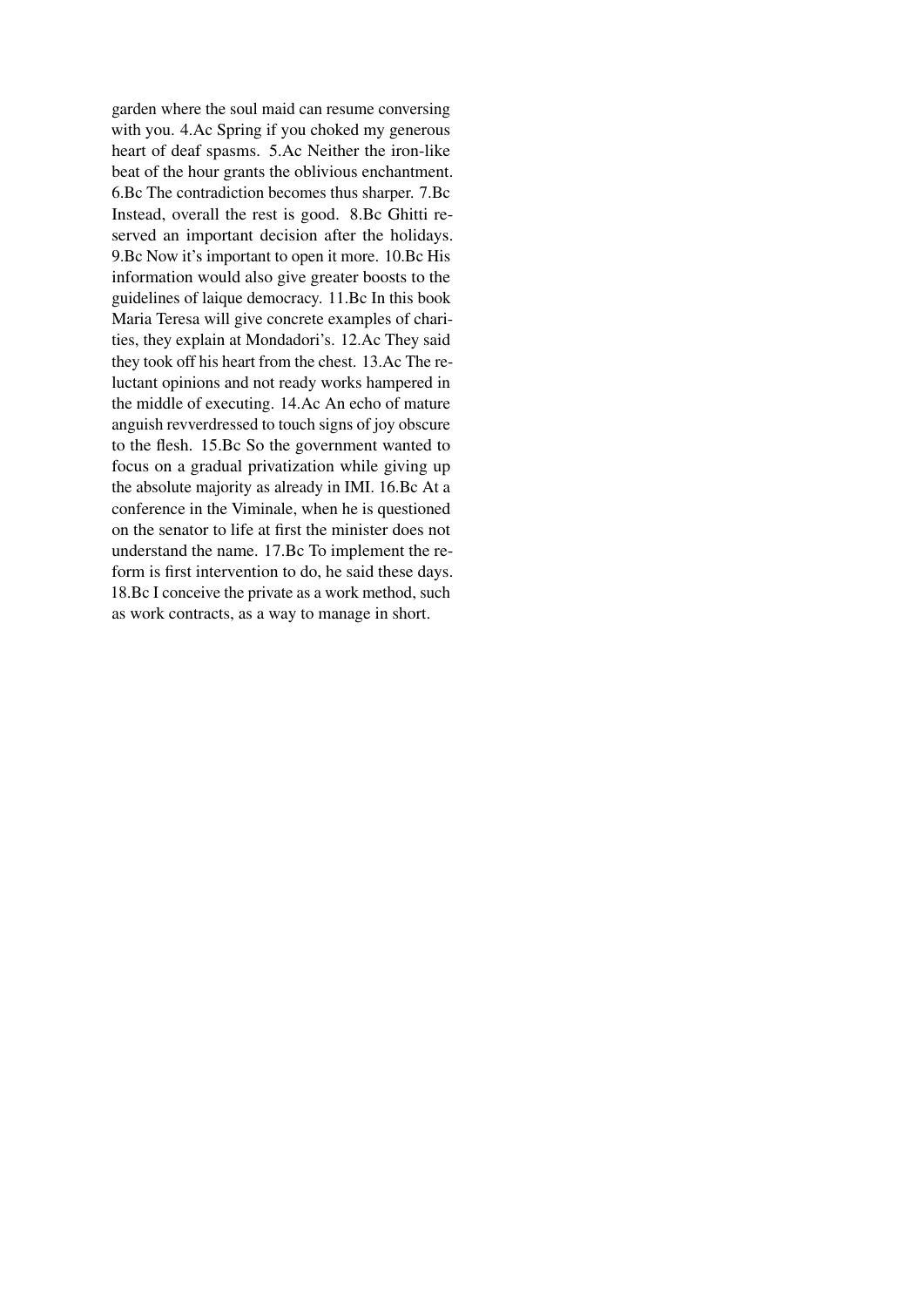garden where the soul maid can resume conversing with you. 4.Ac Spring if you choked my generous heart of deaf spasms. 5.Ac Neither the iron-like beat of the hour grants the oblivious enchantment. 6.Bc The contradiction becomes thus sharper. 7.Bc Instead, overall the rest is good. 8.Bc Ghitti reserved an important decision after the holidays. 9.Bc Now it's important to open it more. 10.Bc His information would also give greater boosts to the guidelines of laique democracy. 11.Bc In this book Maria Teresa will give concrete examples of charities, they explain at Mondadori's. 12.Ac They said they took off his heart from the chest. 13.Ac The reluctant opinions and not ready works hampered in the middle of executing. 14.Ac An echo of mature anguish revverdressed to touch signs of joy obscure to the flesh. 15.Bc So the government wanted to focus on a gradual privatization while giving up the absolute majority as already in IMI. 16.Bc At a conference in the Viminale, when he is questioned on the senator to life at first the minister does not understand the name. 17.Bc To implement the reform is first intervention to do, he said these days. 18.Bc I conceive the private as a work method, such as work contracts, as a way to manage in short.